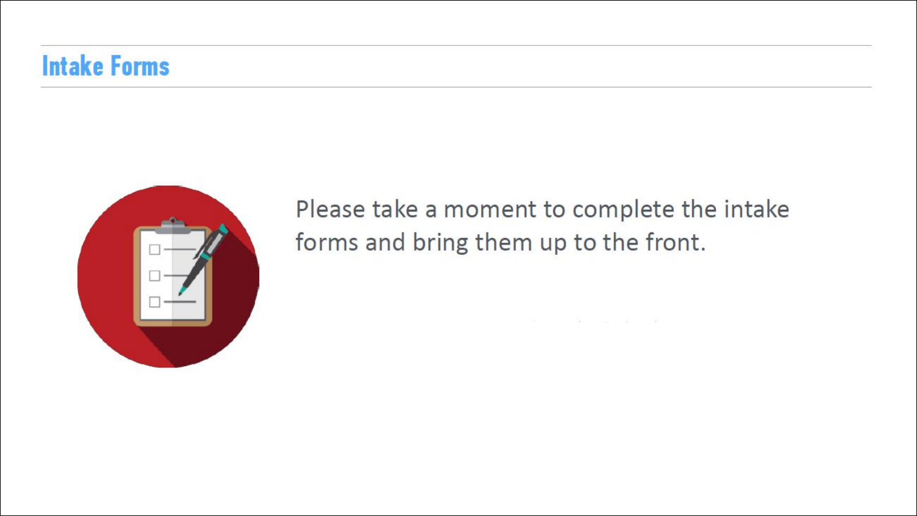# Intake Forms

Please take a moment to complete the intake forms and bring them up to the front.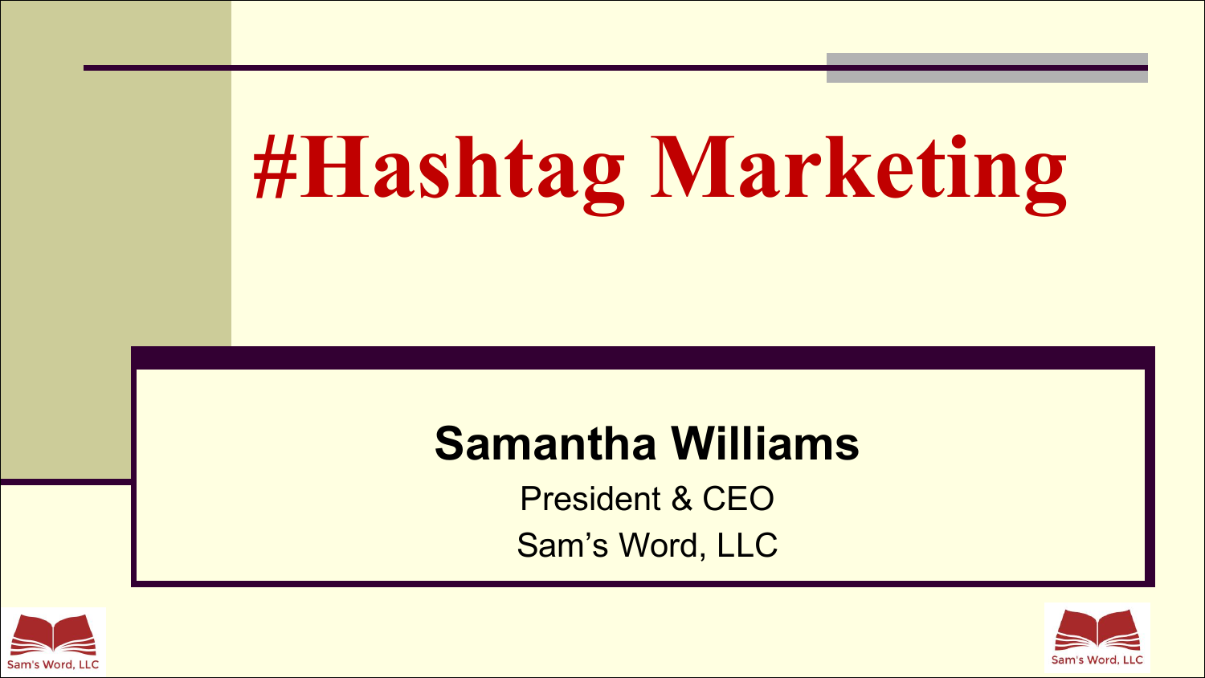# #Hashtag Marketing

**Samantha Williams**

President & CEO

Sam's Word, LLC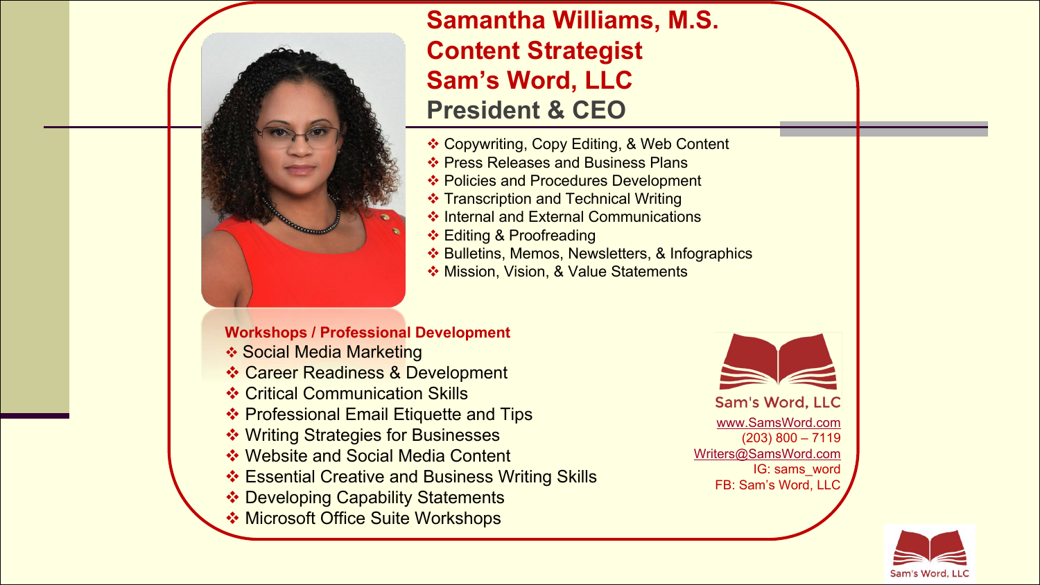# Samantha Williams, M.S.
## Content Strategist
## Sam's Word, LLC
## President & CEO

- Copywriting, Copy Editing, & Web Content
- Press Releases and Business Plans
- Policies and Procedures Development
- Transcription and Technical Writing
- Internal and External Communications
- Editing & Proofreading
- Bulletins, Memos, Newsletters, & Infographics
- Mission, Vision, & Value Statements

**Workshops / Professional Development**

- Social Media Marketing
- Career Readiness & Development
- Critical Communication Skills
- Professional Email Etiquette and Tips
- Writing Strategies for Businesses
- Website and Social Media Content
- Essential Creative and Business Writing Skills
- Developing Capability Statements
- Microsoft Office Suite Workshops

Sam's Word, LLC
www.SamsWord.com
(203) 800 – 7119
Writers@SamsWord.com
IG: sams_word
FB: Sam's Word, LLC

Sam's Word, LLC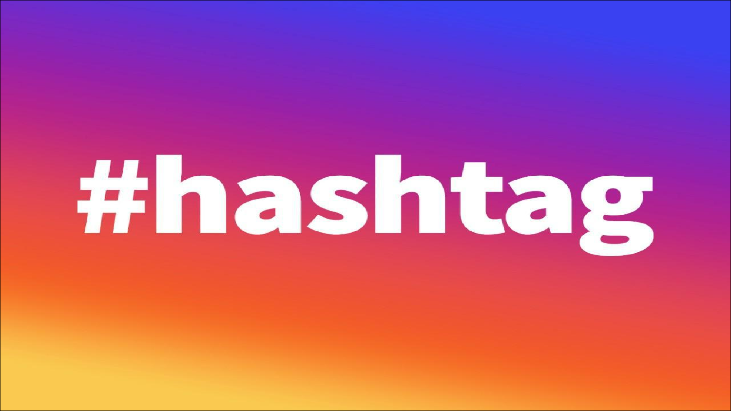# #hashtag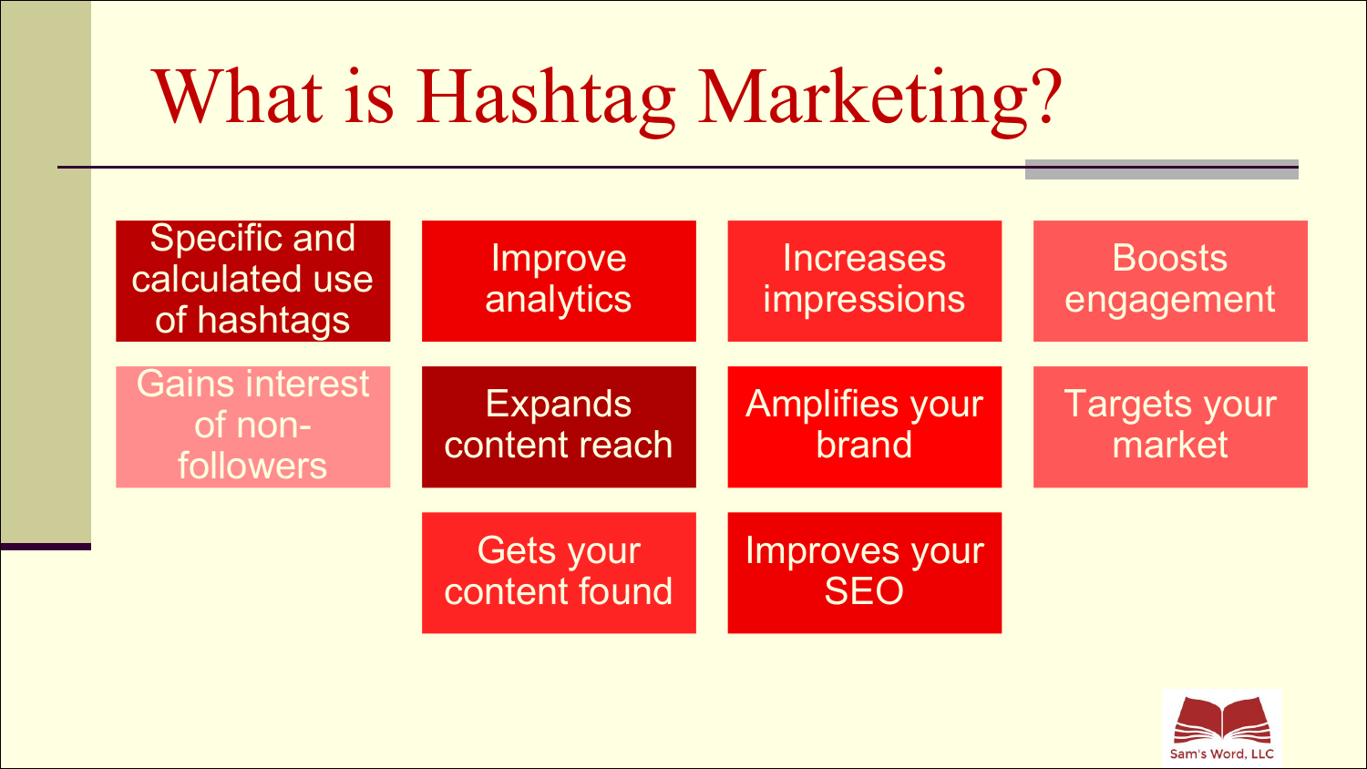# What is Hashtag Marketing?

- Specific and calculated use of hashtags
- Improve analytics
- Increases impressions
- Boosts engagement
- Gains interest of non-followers
- Expands content reach
- Amplifies your brand
- Targets your market
- Gets your content found
- Improves your SEO

Sam's Word, LLC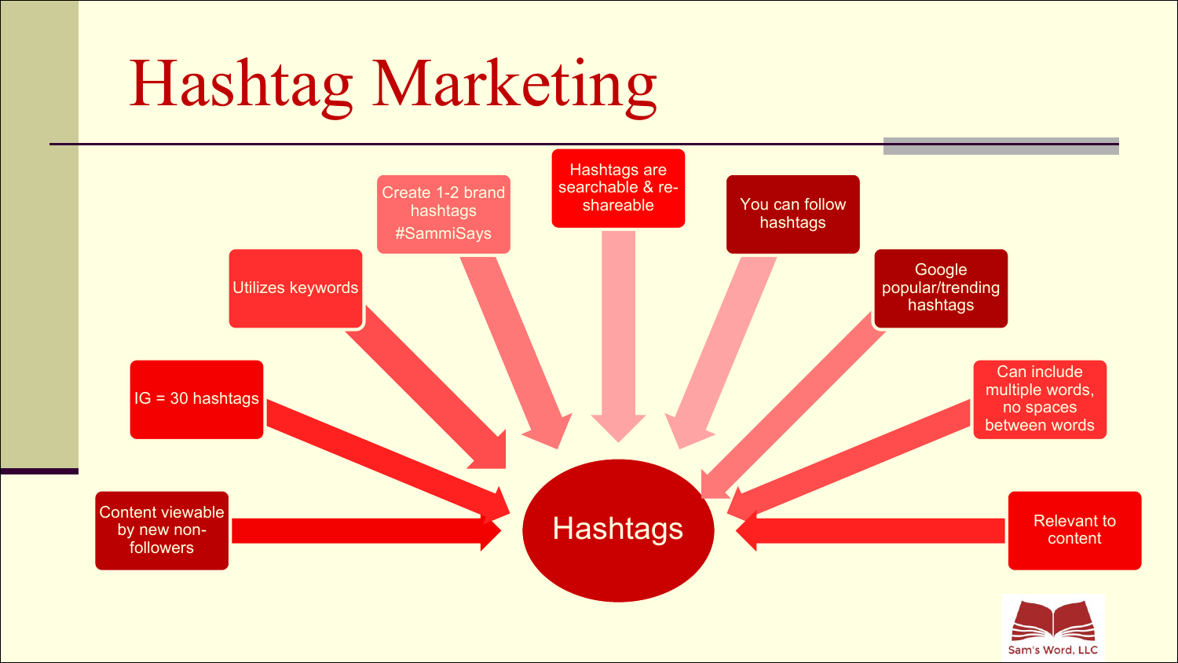# Hashtag Marketing

- Content viewable by new non-followers
- IG = 30 hashtags
- Utilizes keywords
- Create 1-2 brand hashtags #SammiSays
- Hashtags are searchable & re-shareable
- You can follow hashtags
- Google popular/trending hashtags
- Can include multiple words, no spaces between words
- Relevant to content

**Hashtags**

Sam's Word, LLC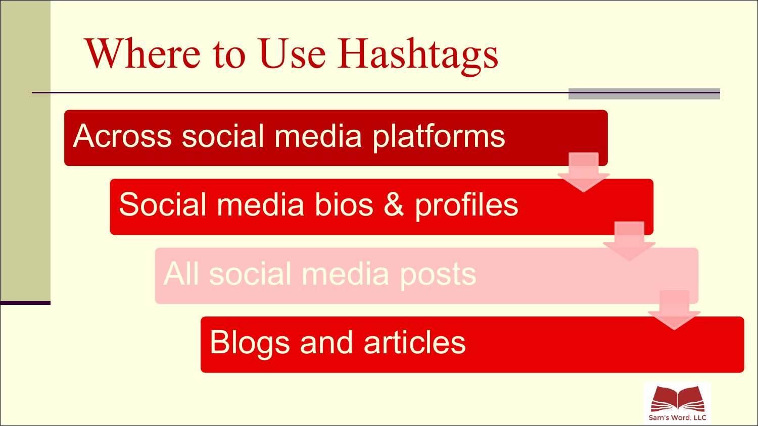# Where to Use Hashtags

- Across social media platforms
- Social media bios & profiles
- All social media posts
- Blogs and articles

Sam's Word, LLC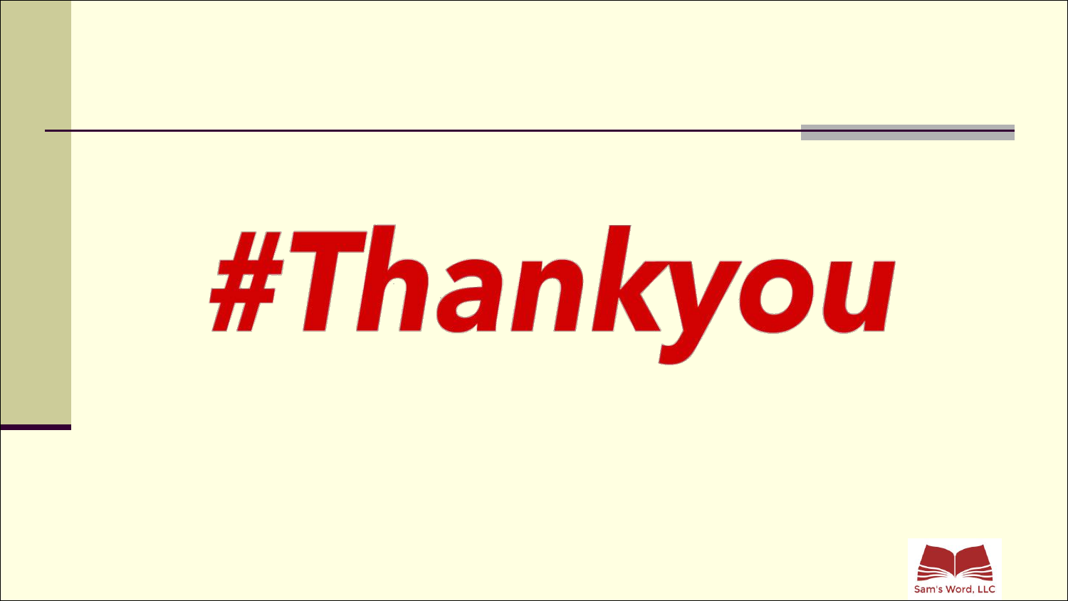# #Thankyou

Sam's Word, LLC